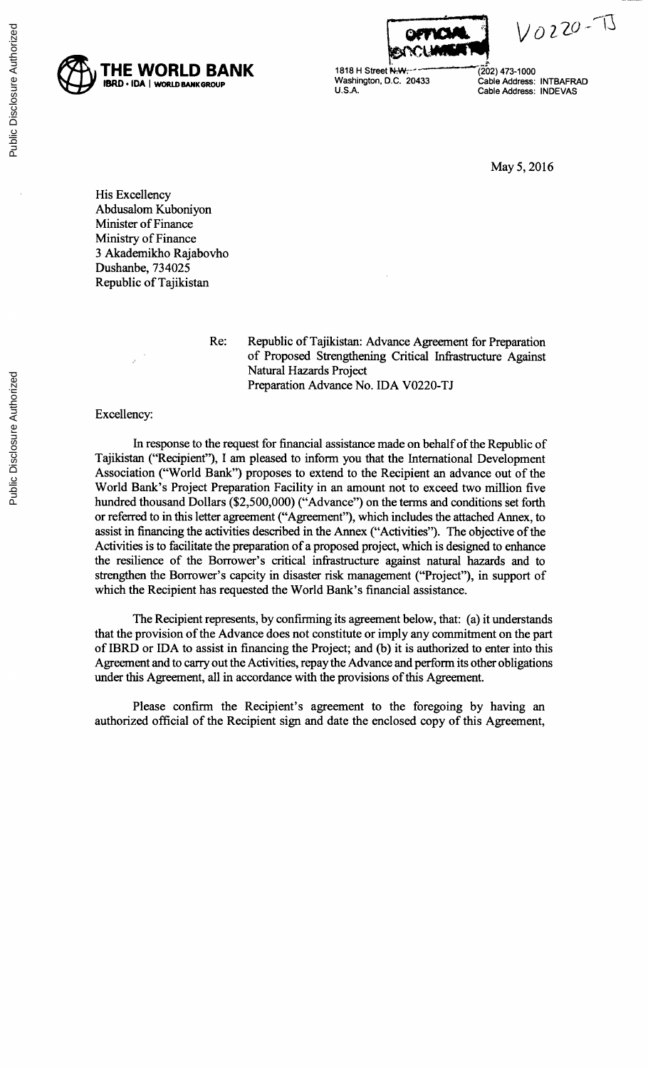# THE WORLD BANK

IBRD • IDA | WORLD BANK GROUP

OFFICIAL DOCUMENT

V0220-TJ

1818 H Street N.W.
Washington, D.C. 20433
U.S.A.

(202) 473-1000
Cable Address: INTBAFRAD
Cable Address: INDEVAS

May 5, 2016

His Excellency
Abdusalom Kuboniyon
Minister of Finance
Ministry of Finance
3 Akademikho Rajabovho
Dushanbe, 734025
Republic of Tajikistan

Re: Republic of Tajikistan: Advance Agreement for Preparation of Proposed Strengthening Critical Infrastructure Against Natural Hazards Project
Preparation Advance No. IDA V0220-TJ

Excellency:

In response to the request for financial assistance made on behalf of the Republic of Tajikistan ("Recipient"), I am pleased to inform you that the International Development Association ("World Bank") proposes to extend to the Recipient an advance out of the World Bank's Project Preparation Facility in an amount not to exceed two million five hundred thousand Dollars ($2,500,000) ("Advance") on the terms and conditions set forth or referred to in this letter agreement ("Agreement"), which includes the attached Annex, to assist in financing the activities described in the Annex ("Activities"). The objective of the Activities is to facilitate the preparation of a proposed project, which is designed to enhance the resilience of the Borrower's critical infrastructure against natural hazards and to strengthen the Borrower's capcity in disaster risk management ("Project"), in support of which the Recipient has requested the World Bank's financial assistance.

The Recipient represents, by confirming its agreement below, that: (a) it understands that the provision of the Advance does not constitute or imply any commitment on the part of IBRD or IDA to assist in financing the Project; and (b) it is authorized to enter into this Agreement and to carry out the Activities, repay the Advance and perform its other obligations under this Agreement, all in accordance with the provisions of this Agreement.

Please confirm the Recipient's agreement to the foregoing by having an authorized official of the Recipient sign and date the enclosed copy of this Agreement,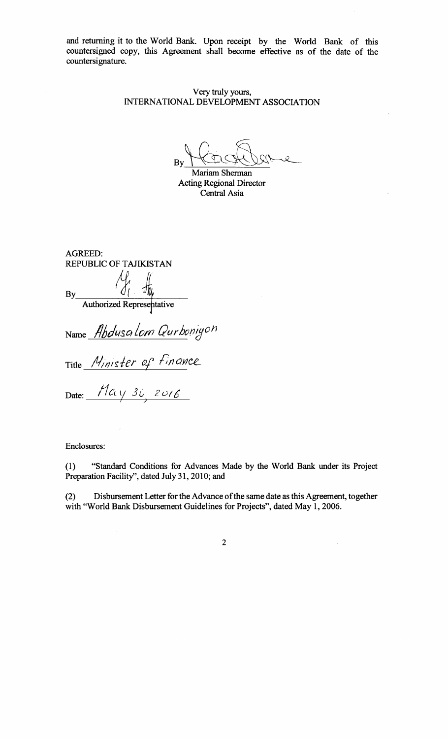and returning it to the World Bank. Upon receipt by the World Bank of this countersigned copy, this Agreement shall become effective as of the date of the countersignature.

Very truly yours,
INTERNATIONAL DEVELOPMENT ASSOCIATION

By ____________________
Mariam Sherman
Acting Regional Director
Central Asia

AGREED:
REPUBLIC OF TAJIKISTAN

By ____________________
Authorized Representative

Name Abdusalom Qurboniyon

Title Minister of Finance

Date: May 30, 2016

Enclosures:

(1) "Standard Conditions for Advances Made by the World Bank under its Project Preparation Facility", dated July 31, 2010; and

(2) Disbursement Letter for the Advance of the same date as this Agreement, together with "World Bank Disbursement Guidelines for Projects", dated May 1, 2006.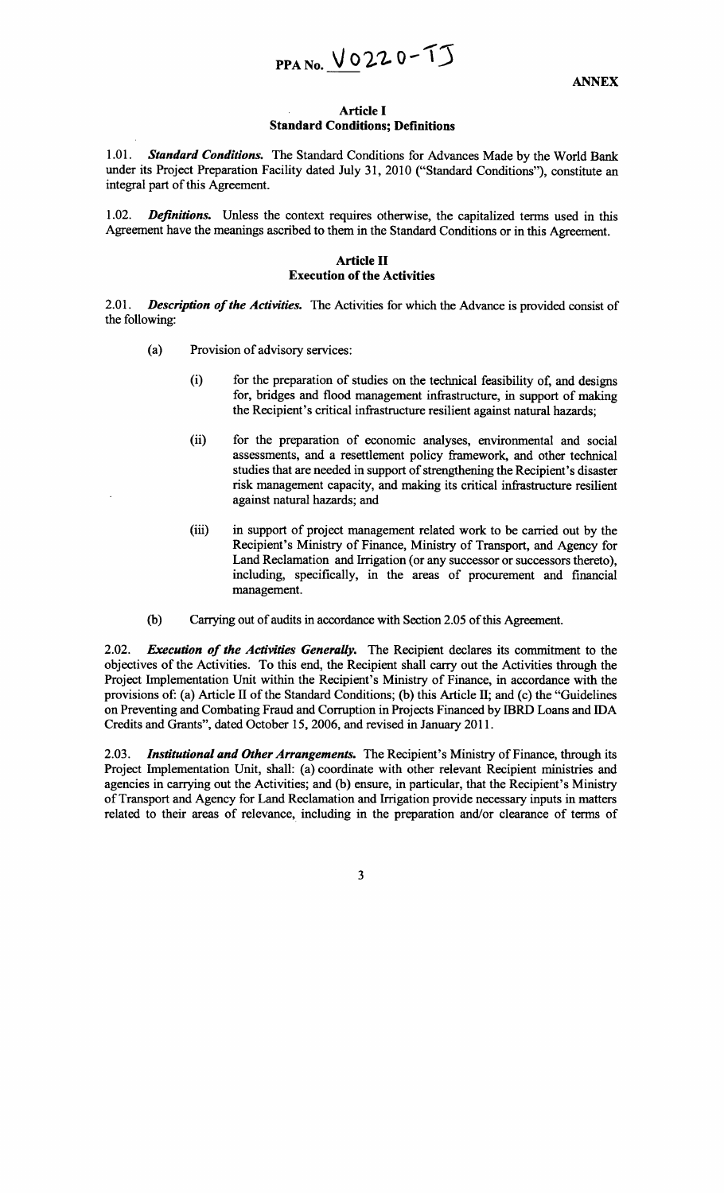PPA No. V0220-TJ

**ANNEX**

### Article I
### Standard Conditions; Definitions

1.01. ***Standard Conditions.*** The Standard Conditions for Advances Made by the World Bank under its Project Preparation Facility dated July 31, 2010 ("Standard Conditions"), constitute an integral part of this Agreement.

1.02. ***Definitions.*** Unless the context requires otherwise, the capitalized terms used in this Agreement have the meanings ascribed to them in the Standard Conditions or in this Agreement.

### Article II
### Execution of the Activities

2.01. ***Description of the Activities.*** The Activities for which the Advance is provided consist of the following:

(a) Provision of advisory services:

(i) for the preparation of studies on the technical feasibility of, and designs for, bridges and flood management infrastructure, in support of making the Recipient's critical infrastructure resilient against natural hazards;

(ii) for the preparation of economic analyses, environmental and social assessments, and a resettlement policy framework, and other technical studies that are needed in support of strengthening the Recipient's disaster risk management capacity, and making its critical infrastructure resilient against natural hazards; and

(iii) in support of project management related work to be carried out by the Recipient's Ministry of Finance, Ministry of Transport, and Agency for Land Reclamation and Irrigation (or any successor or successors thereto), including, specifically, in the areas of procurement and financial management.

(b) Carrying out of audits in accordance with Section 2.05 of this Agreement.

2.02. ***Execution of the Activities Generally.*** The Recipient declares its commitment to the objectives of the Activities. To this end, the Recipient shall carry out the Activities through the Project Implementation Unit within the Recipient's Ministry of Finance, in accordance with the provisions of: (a) Article II of the Standard Conditions; (b) this Article II; and (c) the "Guidelines on Preventing and Combating Fraud and Corruption in Projects Financed by IBRD Loans and IDA Credits and Grants", dated October 15, 2006, and revised in January 2011.

2.03. ***Institutional and Other Arrangements.*** The Recipient's Ministry of Finance, through its Project Implementation Unit, shall: (a) coordinate with other relevant Recipient ministries and agencies in carrying out the Activities; and (b) ensure, in particular, that the Recipient's Ministry of Transport and Agency for Land Reclamation and Irrigation provide necessary inputs in matters related to their areas of relevance, including in the preparation and/or clearance of terms of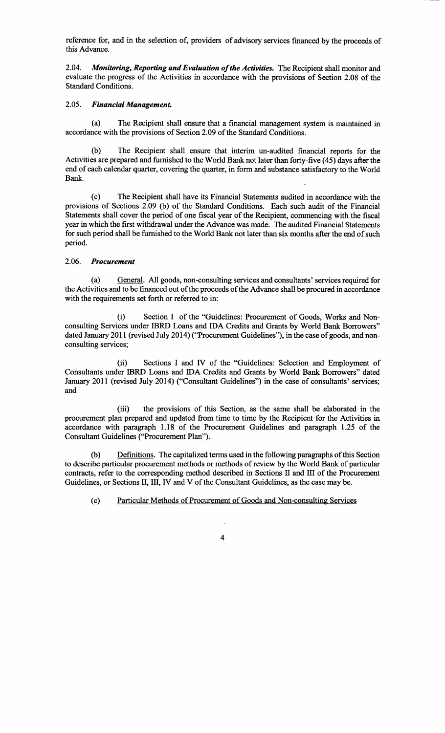reference for, and in the selection of, providers of advisory services financed by the proceeds of this Advance.

2.04. ***Monitoring, Reporting and Evaluation of the Activities.*** The Recipient shall monitor and evaluate the progress of the Activities in accordance with the provisions of Section 2.08 of the Standard Conditions.

2.05. ***Financial Management.***

(a) The Recipient shall ensure that a financial management system is maintained in accordance with the provisions of Section 2.09 of the Standard Conditions.

(b) The Recipient shall ensure that interim un-audited financial reports for the Activities are prepared and furnished to the World Bank not later than forty-five (45) days after the end of each calendar quarter, covering the quarter, in form and substance satisfactory to the World Bank.

(c) The Recipient shall have its Financial Statements audited in accordance with the provisions of Sections 2.09 (b) of the Standard Conditions. Each such audit of the Financial Statements shall cover the period of one fiscal year of the Recipient, commencing with the fiscal year in which the first withdrawal under the Advance was made. The audited Financial Statements for such period shall be furnished to the World Bank not later than six months after the end of such period.

2.06. ***Procurement***

(a) General. All goods, non-consulting services and consultants' services required for the Activities and to be financed out of the proceeds of the Advance shall be procured in accordance with the requirements set forth or referred to in:

(i) Section I of the "Guidelines: Procurement of Goods, Works and Non-consulting Services under IBRD Loans and IDA Credits and Grants by World Bank Borrowers" dated January 2011 (revised July 2014) ("Procurement Guidelines"), in the case of goods, and non-consulting services;

(ii) Sections I and IV of the "Guidelines: Selection and Employment of Consultants under IBRD Loans and IDA Credits and Grants by World Bank Borrowers" dated January 2011 (revised July 2014) ("Consultant Guidelines") in the case of consultants' services; and

(iii) the provisions of this Section, as the same shall be elaborated in the procurement plan prepared and updated from time to time by the Recipient for the Activities in accordance with paragraph 1.18 of the Procurement Guidelines and paragraph 1.25 of the Consultant Guidelines ("Procurement Plan").

(b) Definitions. The capitalized terms used in the following paragraphs of this Section to describe particular procurement methods or methods of review by the World Bank of particular contracts, refer to the corresponding method described in Sections II and III of the Procurement Guidelines, or Sections II, III, IV and V of the Consultant Guidelines, as the case may be.

(c) Particular Methods of Procurement of Goods and Non-consulting Services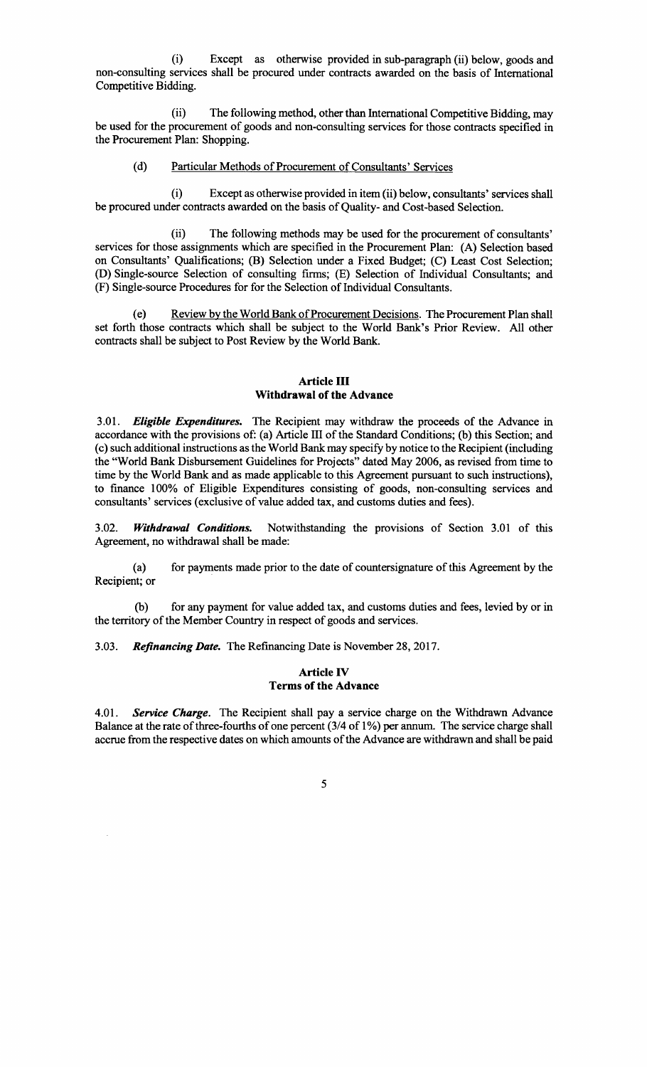(i) Except as otherwise provided in sub-paragraph (ii) below, goods and non-consulting services shall be procured under contracts awarded on the basis of International Competitive Bidding.

(ii) The following method, other than International Competitive Bidding, may be used for the procurement of goods and non-consulting services for those contracts specified in the Procurement Plan: Shopping.

(d) Particular Methods of Procurement of Consultants' Services

(i) Except as otherwise provided in item (ii) below, consultants' services shall be procured under contracts awarded on the basis of Quality- and Cost-based Selection.

(ii) The following methods may be used for the procurement of consultants' services for those assignments which are specified in the Procurement Plan: (A) Selection based on Consultants' Qualifications; (B) Selection under a Fixed Budget; (C) Least Cost Selection; (D) Single-source Selection of consulting firms; (E) Selection of Individual Consultants; and (F) Single-source Procedures for for the Selection of Individual Consultants.

(e) Review by the World Bank of Procurement Decisions. The Procurement Plan shall set forth those contracts which shall be subject to the World Bank's Prior Review. All other contracts shall be subject to Post Review by the World Bank.

## Article III
## Withdrawal of the Advance

3.01. ***Eligible Expenditures.*** The Recipient may withdraw the proceeds of the Advance in accordance with the provisions of: (a) Article III of the Standard Conditions; (b) this Section; and (c) such additional instructions as the World Bank may specify by notice to the Recipient (including the "World Bank Disbursement Guidelines for Projects" dated May 2006, as revised from time to time by the World Bank and as made applicable to this Agreement pursuant to such instructions), to finance 100% of Eligible Expenditures consisting of goods, non-consulting services and consultants' services (exclusive of value added tax, and customs duties and fees).

3.02. ***Withdrawal Conditions.*** Notwithstanding the provisions of Section 3.01 of this Agreement, no withdrawal shall be made:

(a) for payments made prior to the date of countersignature of this Agreement by the Recipient; or

(b) for any payment for value added tax, and customs duties and fees, levied by or in the territory of the Member Country in respect of goods and services.

3.03. ***Refinancing Date.*** The Refinancing Date is November 28, 2017.

## Article IV
## Terms of the Advance

4.01. ***Service Charge.*** The Recipient shall pay a service charge on the Withdrawn Advance Balance at the rate of three-fourths of one percent (3/4 of 1%) per annum. The service charge shall accrue from the respective dates on which amounts of the Advance are withdrawn and shall be paid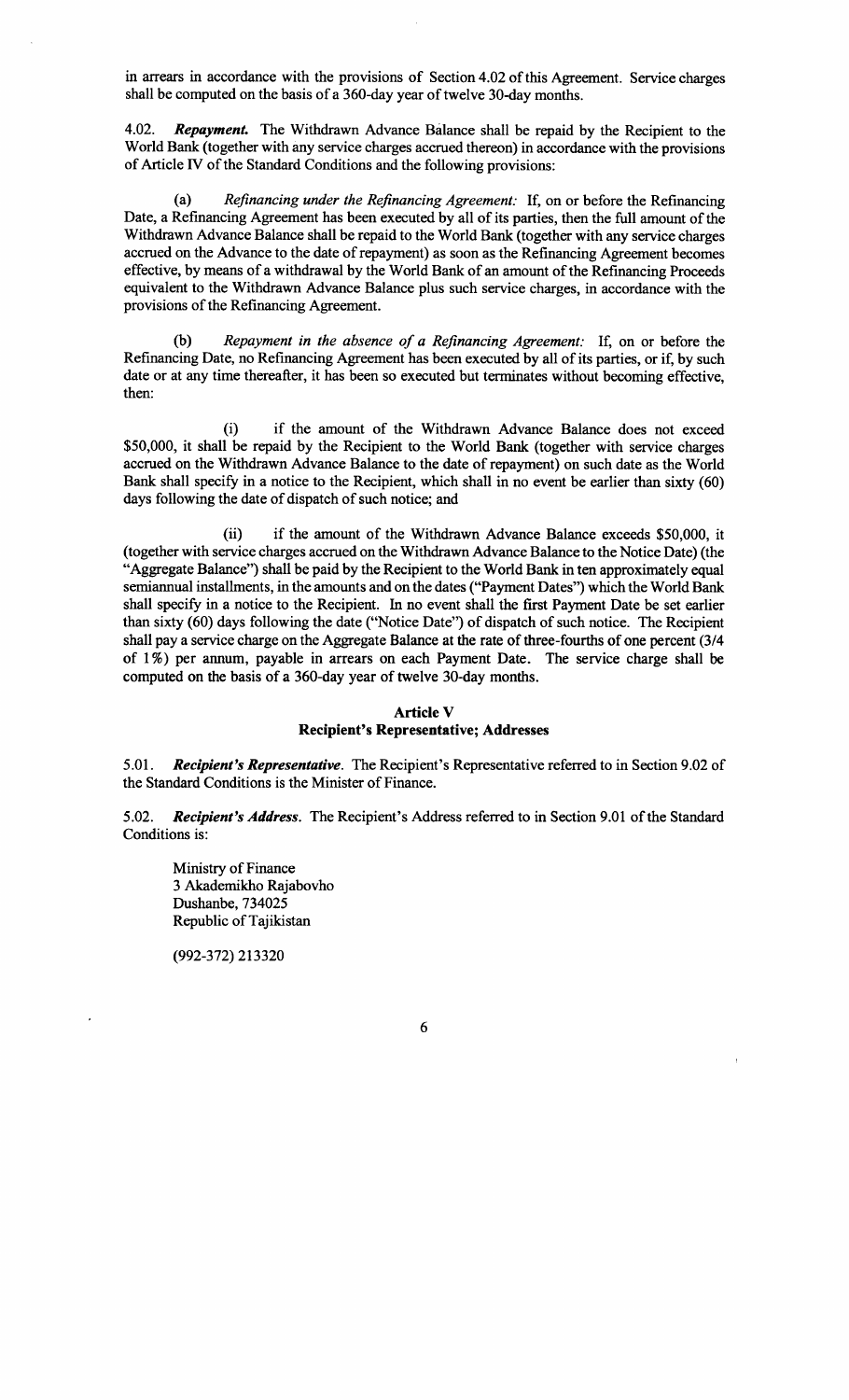in arrears in accordance with the provisions of Section 4.02 of this Agreement. Service charges shall be computed on the basis of a 360-day year of twelve 30-day months.

4.02. ***Repayment.*** The Withdrawn Advance Balance shall be repaid by the Recipient to the World Bank (together with any service charges accrued thereon) in accordance with the provisions of Article IV of the Standard Conditions and the following provisions:

(a) *Refinancing under the Refinancing Agreement:* If, on or before the Refinancing Date, a Refinancing Agreement has been executed by all of its parties, then the full amount of the Withdrawn Advance Balance shall be repaid to the World Bank (together with any service charges accrued on the Advance to the date of repayment) as soon as the Refinancing Agreement becomes effective, by means of a withdrawal by the World Bank of an amount of the Refinancing Proceeds equivalent to the Withdrawn Advance Balance plus such service charges, in accordance with the provisions of the Refinancing Agreement.

(b) *Repayment in the absence of a Refinancing Agreement:* If, on or before the Refinancing Date, no Refinancing Agreement has been executed by all of its parties, or if, by such date or at any time thereafter, it has been so executed but terminates without becoming effective, then:

(i) if the amount of the Withdrawn Advance Balance does not exceed $50,000, it shall be repaid by the Recipient to the World Bank (together with service charges accrued on the Withdrawn Advance Balance to the date of repayment) on such date as the World Bank shall specify in a notice to the Recipient, which shall in no event be earlier than sixty (60) days following the date of dispatch of such notice; and

(ii) if the amount of the Withdrawn Advance Balance exceeds $50,000, it (together with service charges accrued on the Withdrawn Advance Balance to the Notice Date) (the "Aggregate Balance") shall be paid by the Recipient to the World Bank in ten approximately equal semiannual installments, in the amounts and on the dates ("Payment Dates") which the World Bank shall specify in a notice to the Recipient. In no event shall the first Payment Date be set earlier than sixty (60) days following the date ("Notice Date") of dispatch of such notice. The Recipient shall pay a service charge on the Aggregate Balance at the rate of three-fourths of one percent (3/4 of 1%) per annum, payable in arrears on each Payment Date. The service charge shall be computed on the basis of a 360-day year of twelve 30-day months.

## Article V
## Recipient's Representative; Addresses

5.01. ***Recipient's Representative.*** The Recipient's Representative referred to in Section 9.02 of the Standard Conditions is the Minister of Finance.

5.02. ***Recipient's Address.*** The Recipient's Address referred to in Section 9.01 of the Standard Conditions is:

Ministry of Finance
3 Akademikho Rajabovho
Dushanbe, 734025
Republic of Tajikistan

(992-372) 213320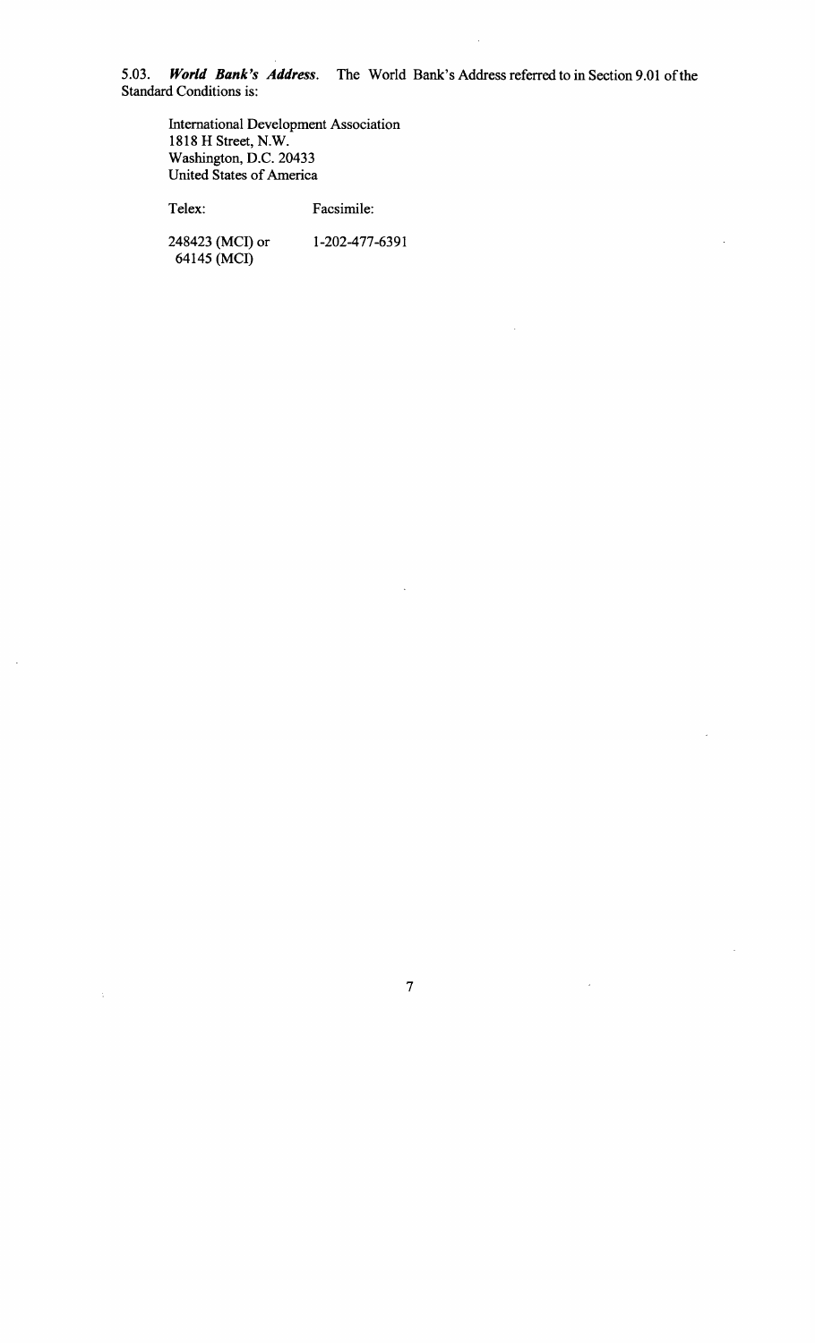5.03. ***World Bank's Address***. The World Bank's Address referred to in Section 9.01 of the Standard Conditions is:

International Development Association
1818 H Street, N.W.
Washington, D.C. 20433
United States of America

| Telex: | Facsimile: |
|---|---|
| 248423 (MCI) or 64145 (MCI) | 1-202-477-6391 |